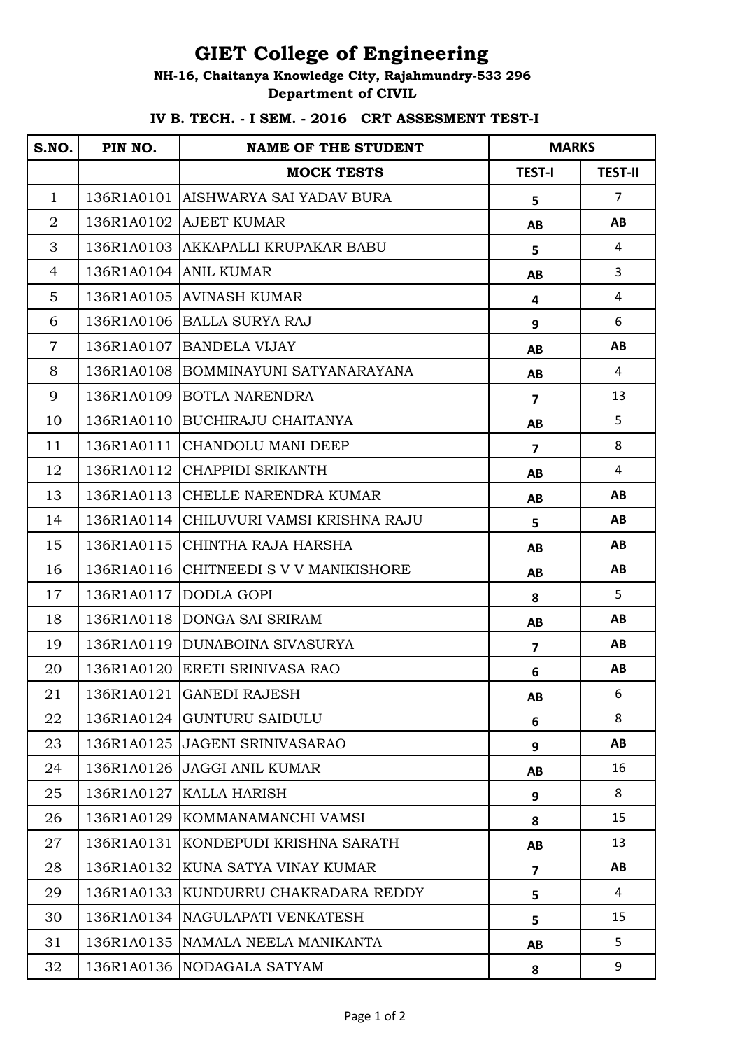# GIET College of Engineering

**NH-16, Chaitanya Knowledge City, Rajahmundry-533 296**

**Department of CIVIL**

**IV B. TECH. - I SEM. - 2016 CRT ASSESMENT TEST-I**

| S.NO. | PIN NO. | NAME OF THE STUDENT | MARKS | |
|---|---|---|---|---|
| | | **MOCK TESTS** | **TEST-I** | **TEST-II** |
| 1 | 136R1A0101 | AISHWARYA SAI YADAV BURA | 5 | 7 |
| 2 | 136R1A0102 | AJEET KUMAR | AB | AB |
| 3 | 136R1A0103 | AKKAPALLI KRUPAKAR BABU | 5 | 4 |
| 4 | 136R1A0104 | ANIL KUMAR | AB | 3 |
| 5 | 136R1A0105 | AVINASH KUMAR | 4 | 4 |
| 6 | 136R1A0106 | BALLA SURYA RAJ | 9 | 6 |
| 7 | 136R1A0107 | BANDELA VIJAY | AB | AB |
| 8 | 136R1A0108 | BOMMINAYUNI SATYANARAYANA | AB | 4 |
| 9 | 136R1A0109 | BOTLA NARENDRA | 7 | 13 |
| 10 | 136R1A0110 | BUCHIRAJU CHAITANYA | AB | 5 |
| 11 | 136R1A0111 | CHANDOLU MANI DEEP | 7 | 8 |
| 12 | 136R1A0112 | CHAPPIDI SRIKANTH | AB | 4 |
| 13 | 136R1A0113 | CHELLE NARENDRA KUMAR | AB | AB |
| 14 | 136R1A0114 | CHILUVURI VAMSI KRISHNA RAJU | 5 | AB |
| 15 | 136R1A0115 | CHINTHA RAJA HARSHA | AB | AB |
| 16 | 136R1A0116 | CHITNEEDI S V V MANIKISHORE | AB | AB |
| 17 | 136R1A0117 | DODLA GOPI | 8 | 5 |
| 18 | 136R1A0118 | DONGA SAI SRIRAM | AB | AB |
| 19 | 136R1A0119 | DUNABOINA SIVASURYA | 7 | AB |
| 20 | 136R1A0120 | ERETI SRINIVASA RAO | 6 | AB |
| 21 | 136R1A0121 | GANEDI RAJESH | AB | 6 |
| 22 | 136R1A0124 | GUNTURU SAIDULU | 6 | 8 |
| 23 | 136R1A0125 | JAGENI SRINIVASARAO | 9 | AB |
| 24 | 136R1A0126 | JAGGI ANIL KUMAR | AB | 16 |
| 25 | 136R1A0127 | KALLA HARISH | 9 | 8 |
| 26 | 136R1A0129 | KOMMANAMANCHI VAMSI | 8 | 15 |
| 27 | 136R1A0131 | KONDEPUDI KRISHNA SARATH | AB | 13 |
| 28 | 136R1A0132 | KUNA SATYA VINAY KUMAR | 7 | AB |
| 29 | 136R1A0133 | KUNDURRU CHAKRADARA REDDY | 5 | 4 |
| 30 | 136R1A0134 | NAGULAPATI VENKATESH | 5 | 15 |
| 31 | 136R1A0135 | NAMALA NEELA MANIKANTA | AB | 5 |
| 32 | 136R1A0136 | NODAGALA SATYAM | 8 | 9 |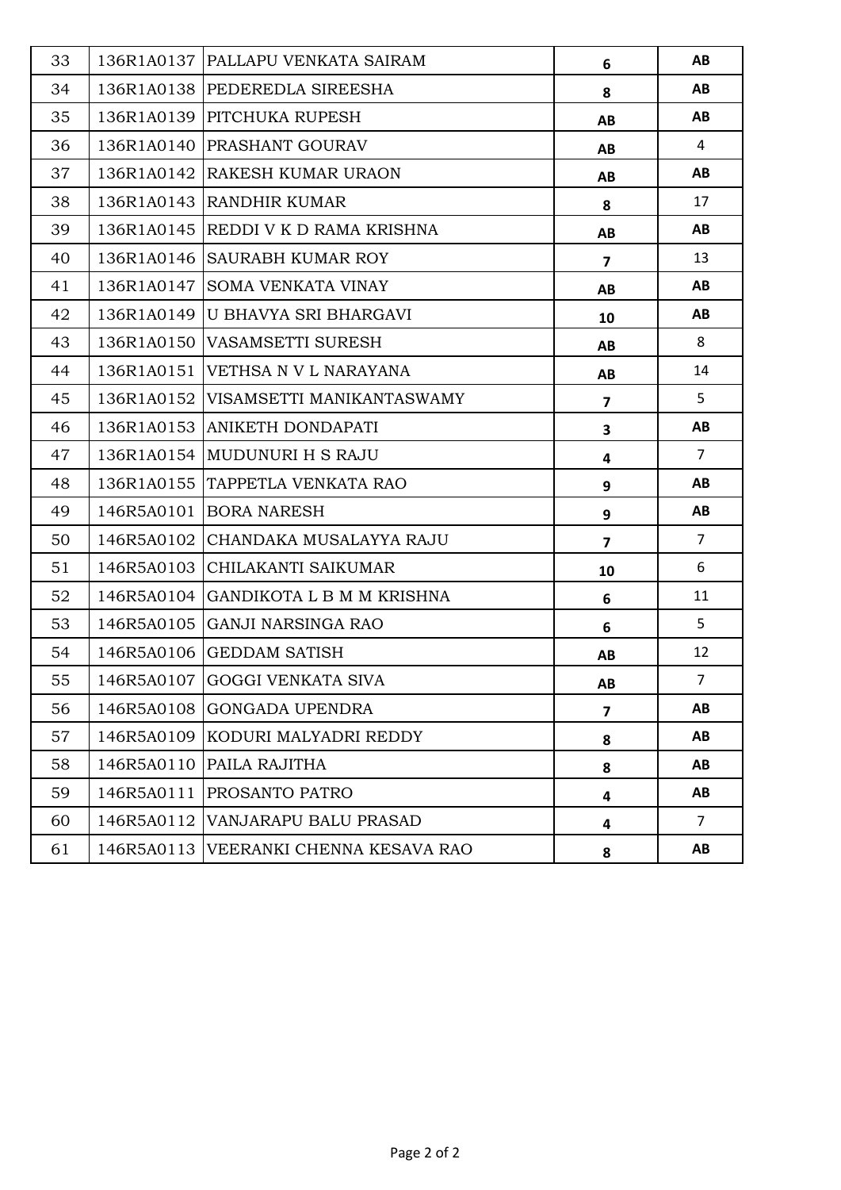| | | | | |
|---|---|---|---|---|
| 33 | 136R1A0137 | PALLAPU VENKATA SAIRAM | **6** | **AB** |
| 34 | 136R1A0138 | PEDEREDLA SIREESHA | **8** | **AB** |
| 35 | 136R1A0139 | PITCHUKA RUPESH | **AB** | **AB** |
| 36 | 136R1A0140 | PRASHANT GOURAV | **AB** | 4 |
| 37 | 136R1A0142 | RAKESH KUMAR URAON | **AB** | **AB** |
| 38 | 136R1A0143 | RANDHIR KUMAR | **8** | 17 |
| 39 | 136R1A0145 | REDDI V K D RAMA KRISHNA | **AB** | **AB** |
| 40 | 136R1A0146 | SAURABH KUMAR ROY | **7** | 13 |
| 41 | 136R1A0147 | SOMA VENKATA VINAY | **AB** | **AB** |
| 42 | 136R1A0149 | U BHAVYA SRI BHARGAVI | **10** | **AB** |
| 43 | 136R1A0150 | VASAMSETTI SURESH | **AB** | 8 |
| 44 | 136R1A0151 | VETHSA N V L NARAYANA | **AB** | 14 |
| 45 | 136R1A0152 | VISAMSETTI MANIKANTASWAMY | **7** | 5 |
| 46 | 136R1A0153 | ANIKETH DONDAPATI | **3** | **AB** |
| 47 | 136R1A0154 | MUDUNURI H S RAJU | **4** | 7 |
| 48 | 136R1A0155 | TAPPETLA VENKATA RAO | **9** | **AB** |
| 49 | 146R5A0101 | BORA NARESH | **9** | **AB** |
| 50 | 146R5A0102 | CHANDAKA MUSALAYYA RAJU | **7** | 7 |
| 51 | 146R5A0103 | CHILAKANTI SAIKUMAR | **10** | 6 |
| 52 | 146R5A0104 | GANDIKOTA L B M M KRISHNA | **6** | 11 |
| 53 | 146R5A0105 | GANJI NARSINGA RAO | **6** | 5 |
| 54 | 146R5A0106 | GEDDAM SATISH | **AB** | 12 |
| 55 | 146R5A0107 | GOGGI VENKATA SIVA | **AB** | 7 |
| 56 | 146R5A0108 | GONGADA UPENDRA | **7** | **AB** |
| 57 | 146R5A0109 | KODURI MALYADRI REDDY | **8** | **AB** |
| 58 | 146R5A0110 | PAILA RAJITHA | **8** | **AB** |
| 59 | 146R5A0111 | PROSANTO PATRO | **4** | **AB** |
| 60 | 146R5A0112 | VANJARAPU BALU PRASAD | **4** | 7 |
| 61 | 146R5A0113 | VEERANKI CHENNA KESAVA RAO | **8** | **AB** |